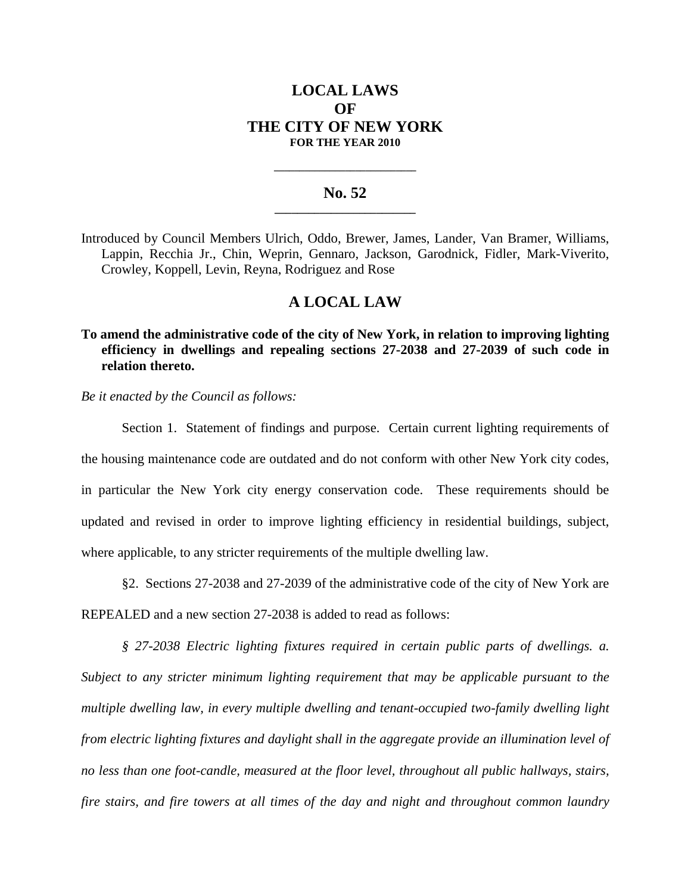# LOCAL LAWS
# OF
# THE CITY OF NEW YORK
**FOR THE YEAR 2010**

---

## No. 52

---

Introduced by Council Members Ulrich, Oddo, Brewer, James, Lander, Van Bramer, Williams, Lappin, Recchia Jr., Chin, Weprin, Gennaro, Jackson, Garodnick, Fidler, Mark-Viverito, Crowley, Koppell, Levin, Reyna, Rodriguez and Rose

## A LOCAL LAW

**To amend the administrative code of the city of New York, in relation to improving lighting efficiency in dwellings and repealing sections 27-2038 and 27-2039 of such code in relation thereto.**

*Be it enacted by the Council as follows:*

Section 1. Statement of findings and purpose. Certain current lighting requirements of the housing maintenance code are outdated and do not conform with other New York city codes, in particular the New York city energy conservation code. These requirements should be updated and revised in order to improve lighting efficiency in residential buildings, subject, where applicable, to any stricter requirements of the multiple dwelling law.

§2. Sections 27-2038 and 27-2039 of the administrative code of the city of New York are REPEALED and a new section 27-2038 is added to read as follows:

*§ 27-2038 Electric lighting fixtures required in certain public parts of dwellings. a. Subject to any stricter minimum lighting requirement that may be applicable pursuant to the multiple dwelling law, in every multiple dwelling and tenant-occupied two-family dwelling light from electric lighting fixtures and daylight shall in the aggregate provide an illumination level of no less than one foot-candle, measured at the floor level, throughout all public hallways, stairs, fire stairs, and fire towers at all times of the day and night and throughout common laundry*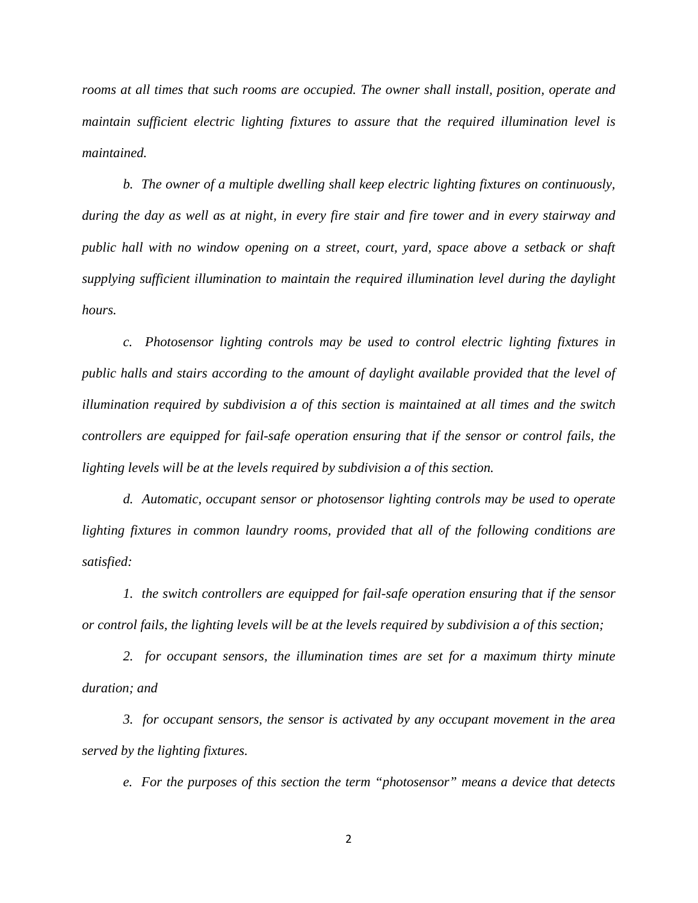*rooms at all times that such rooms are occupied. The owner shall install, position, operate and maintain sufficient electric lighting fixtures to assure that the required illumination level is maintained.*

*b. The owner of a multiple dwelling shall keep electric lighting fixtures on continuously, during the day as well as at night, in every fire stair and fire tower and in every stairway and public hall with no window opening on a street, court, yard, space above a setback or shaft supplying sufficient illumination to maintain the required illumination level during the daylight hours.*

*c. Photosensor lighting controls may be used to control electric lighting fixtures in public halls and stairs according to the amount of daylight available provided that the level of illumination required by subdivision a of this section is maintained at all times and the switch controllers are equipped for fail-safe operation ensuring that if the sensor or control fails, the lighting levels will be at the levels required by subdivision a of this section.*

*d. Automatic, occupant sensor or photosensor lighting controls may be used to operate lighting fixtures in common laundry rooms, provided that all of the following conditions are satisfied:*

*1. the switch controllers are equipped for fail-safe operation ensuring that if the sensor or control fails, the lighting levels will be at the levels required by subdivision a of this section;*

*2. for occupant sensors, the illumination times are set for a maximum thirty minute duration; and*

*3. for occupant sensors, the sensor is activated by any occupant movement in the area served by the lighting fixtures.*

*e. For the purposes of this section the term "photosensor" means a device that detects*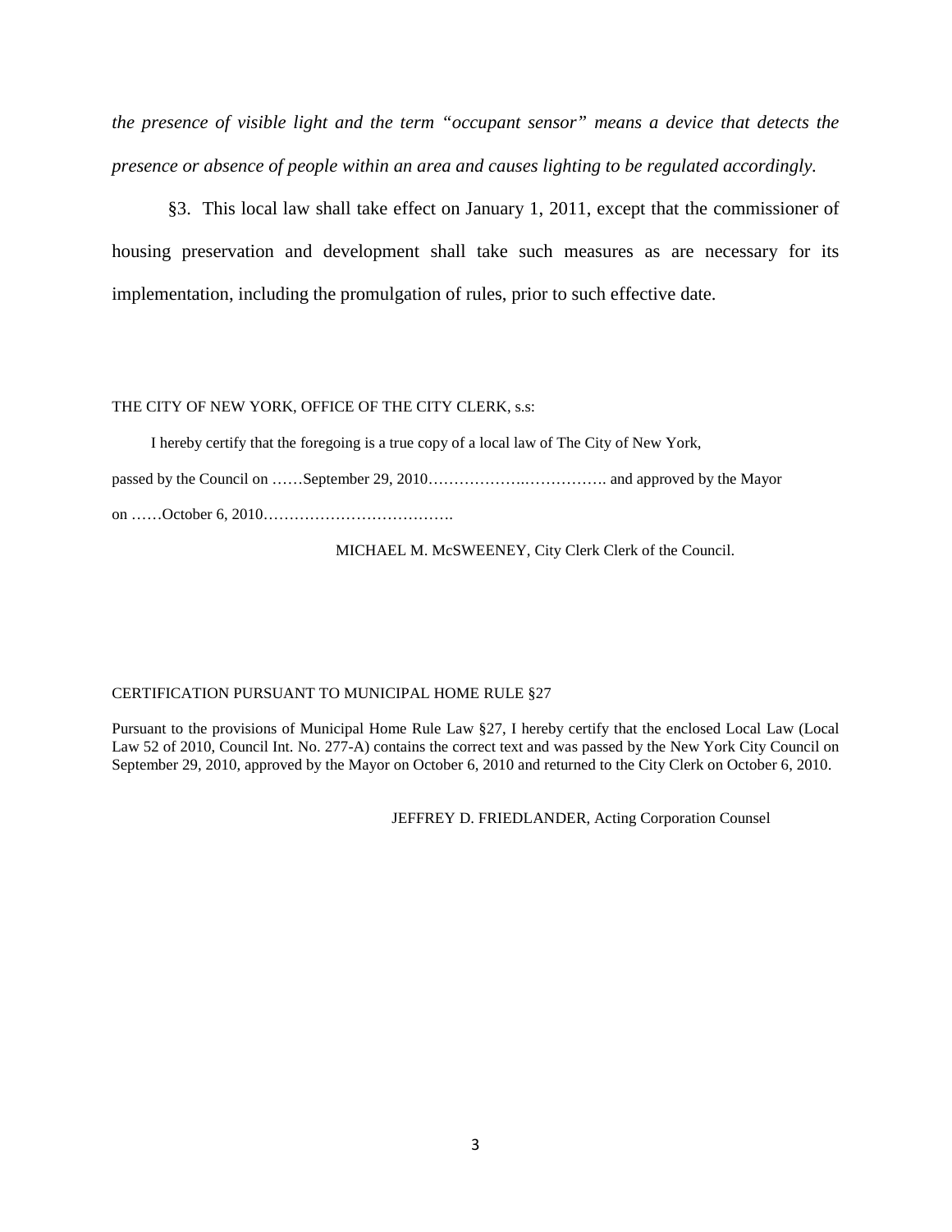*the presence of visible light and the term "occupant sensor" means a device that detects the presence or absence of people within an area and causes lighting to be regulated accordingly.*

§3. This local law shall take effect on January 1, 2011, except that the commissioner of housing preservation and development shall take such measures as are necessary for its implementation, including the promulgation of rules, prior to such effective date.

THE CITY OF NEW YORK, OFFICE OF THE CITY CLERK, s.s:

I hereby certify that the foregoing is a true copy of a local law of The City of New York, passed by the Council on ……September 29, 2010……………….……………. and approved by the Mayor on ……October 6, 2010……………………………….

MICHAEL M. McSWEENEY, City Clerk Clerk of the Council.

CERTIFICATION PURSUANT TO MUNICIPAL HOME RULE §27

Pursuant to the provisions of Municipal Home Rule Law §27, I hereby certify that the enclosed Local Law (Local Law 52 of 2010, Council Int. No. 277-A) contains the correct text and was passed by the New York City Council on September 29, 2010, approved by the Mayor on October 6, 2010 and returned to the City Clerk on October 6, 2010.

JEFFREY D. FRIEDLANDER, Acting Corporation Counsel